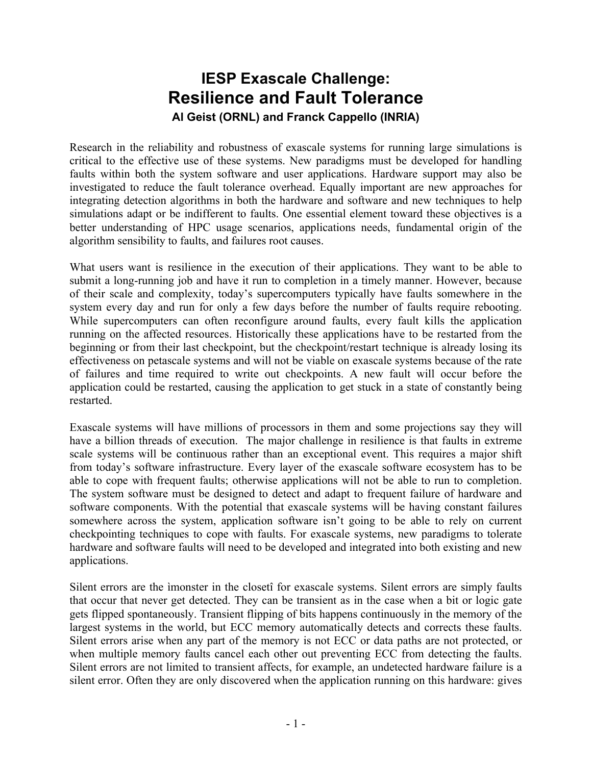# IESP Exascale Challenge:
# Resilience and Fault Tolerance

**Al Geist (ORNL) and Franck Cappello (INRIA)**

Research in the reliability and robustness of exascale systems for running large simulations is critical to the effective use of these systems. New paradigms must be developed for handling faults within both the system software and user applications. Hardware support may also be investigated to reduce the fault tolerance overhead. Equally important are new approaches for integrating detection algorithms in both the hardware and software and new techniques to help simulations adapt or be indifferent to faults. One essential element toward these objectives is a better understanding of HPC usage scenarios, applications needs, fundamental origin of the algorithm sensibility to faults, and failures root causes.

What users want is resilience in the execution of their applications. They want to be able to submit a long-running job and have it run to completion in a timely manner. However, because of their scale and complexity, today's supercomputers typically have faults somewhere in the system every day and run for only a few days before the number of faults require rebooting. While supercomputers can often reconfigure around faults, every fault kills the application running on the affected resources. Historically these applications have to be restarted from the beginning or from their last checkpoint, but the checkpoint/restart technique is already losing its effectiveness on petascale systems and will not be viable on exascale systems because of the rate of failures and time required to write out checkpoints. A new fault will occur before the application could be restarted, causing the application to get stuck in a state of constantly being restarted.

Exascale systems will have millions of processors in them and some projections say they will have a billion threads of execution. The major challenge in resilience is that faults in extreme scale systems will be continuous rather than an exceptional event. This requires a major shift from today's software infrastructure. Every layer of the exascale software ecosystem has to be able to cope with frequent faults; otherwise applications will not be able to run to completion. The system software must be designed to detect and adapt to frequent failure of hardware and software components. With the potential that exascale systems will be having constant failures somewhere across the system, application software isn't going to be able to rely on current checkpointing techniques to cope with faults. For exascale systems, new paradigms to tolerate hardware and software faults will need to be developed and integrated into both existing and new applications.

Silent errors are the ìmonster in the closetî for exascale systems. Silent errors are simply faults that occur that never get detected. They can be transient as in the case when a bit or logic gate gets flipped spontaneously. Transient flipping of bits happens continuously in the memory of the largest systems in the world, but ECC memory automatically detects and corrects these faults. Silent errors arise when any part of the memory is not ECC or data paths are not protected, or when multiple memory faults cancel each other out preventing ECC from detecting the faults. Silent errors are not limited to transient affects, for example, an undetected hardware failure is a silent error. Often they are only discovered when the application running on this hardware: gives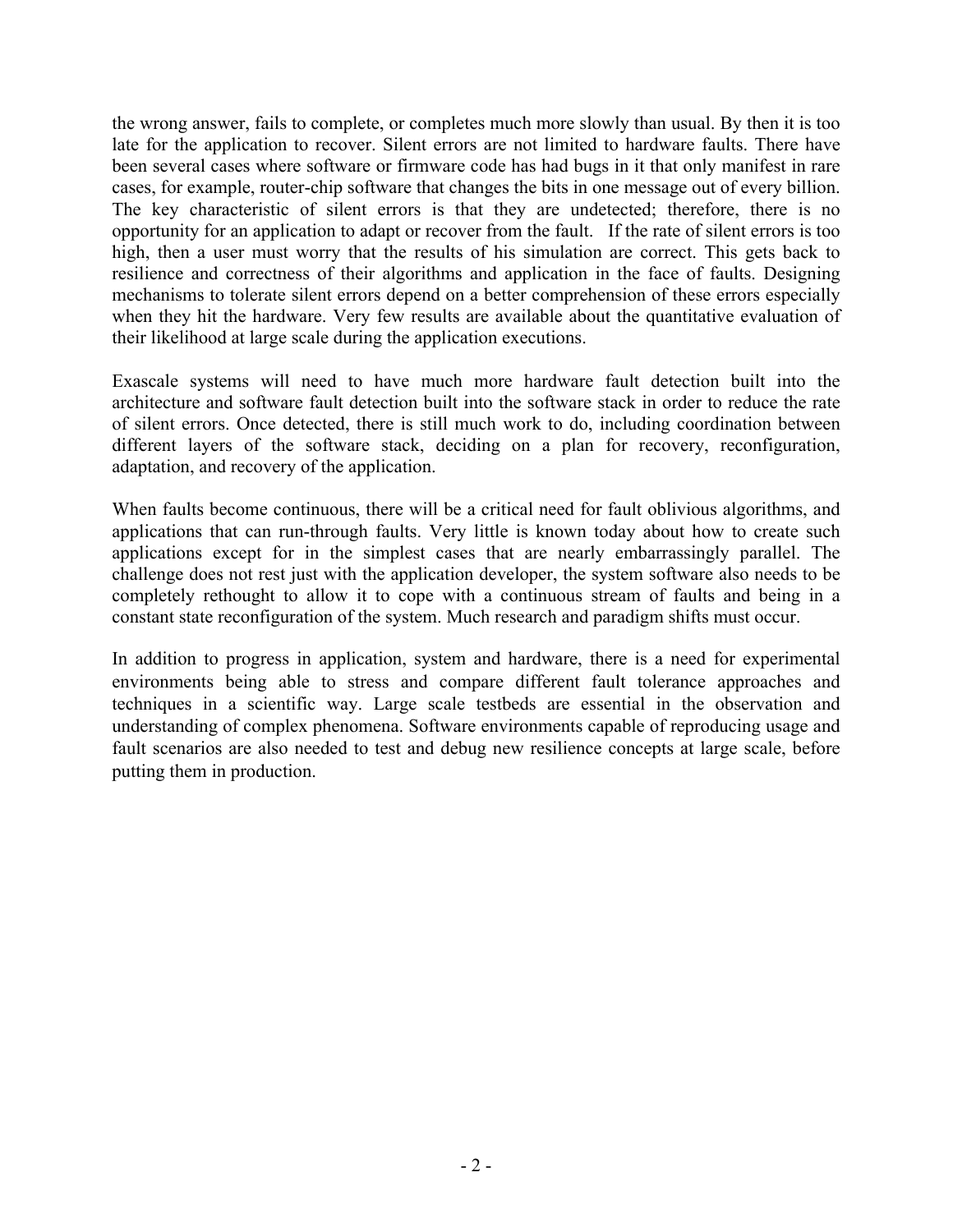the wrong answer, fails to complete, or completes much more slowly than usual. By then it is too late for the application to recover. Silent errors are not limited to hardware faults. There have been several cases where software or firmware code has had bugs in it that only manifest in rare cases, for example, router-chip software that changes the bits in one message out of every billion. The key characteristic of silent errors is that they are undetected; therefore, there is no opportunity for an application to adapt or recover from the fault. If the rate of silent errors is too high, then a user must worry that the results of his simulation are correct. This gets back to resilience and correctness of their algorithms and application in the face of faults. Designing mechanisms to tolerate silent errors depend on a better comprehension of these errors especially when they hit the hardware. Very few results are available about the quantitative evaluation of their likelihood at large scale during the application executions.

Exascale systems will need to have much more hardware fault detection built into the architecture and software fault detection built into the software stack in order to reduce the rate of silent errors. Once detected, there is still much work to do, including coordination between different layers of the software stack, deciding on a plan for recovery, reconfiguration, adaptation, and recovery of the application.

When faults become continuous, there will be a critical need for fault oblivious algorithms, and applications that can run-through faults. Very little is known today about how to create such applications except for in the simplest cases that are nearly embarrassingly parallel. The challenge does not rest just with the application developer, the system software also needs to be completely rethought to allow it to cope with a continuous stream of faults and being in a constant state reconfiguration of the system. Much research and paradigm shifts must occur.

In addition to progress in application, system and hardware, there is a need for experimental environments being able to stress and compare different fault tolerance approaches and techniques in a scientific way. Large scale testbeds are essential in the observation and understanding of complex phenomena. Software environments capable of reproducing usage and fault scenarios are also needed to test and debug new resilience concepts at large scale, before putting them in production.